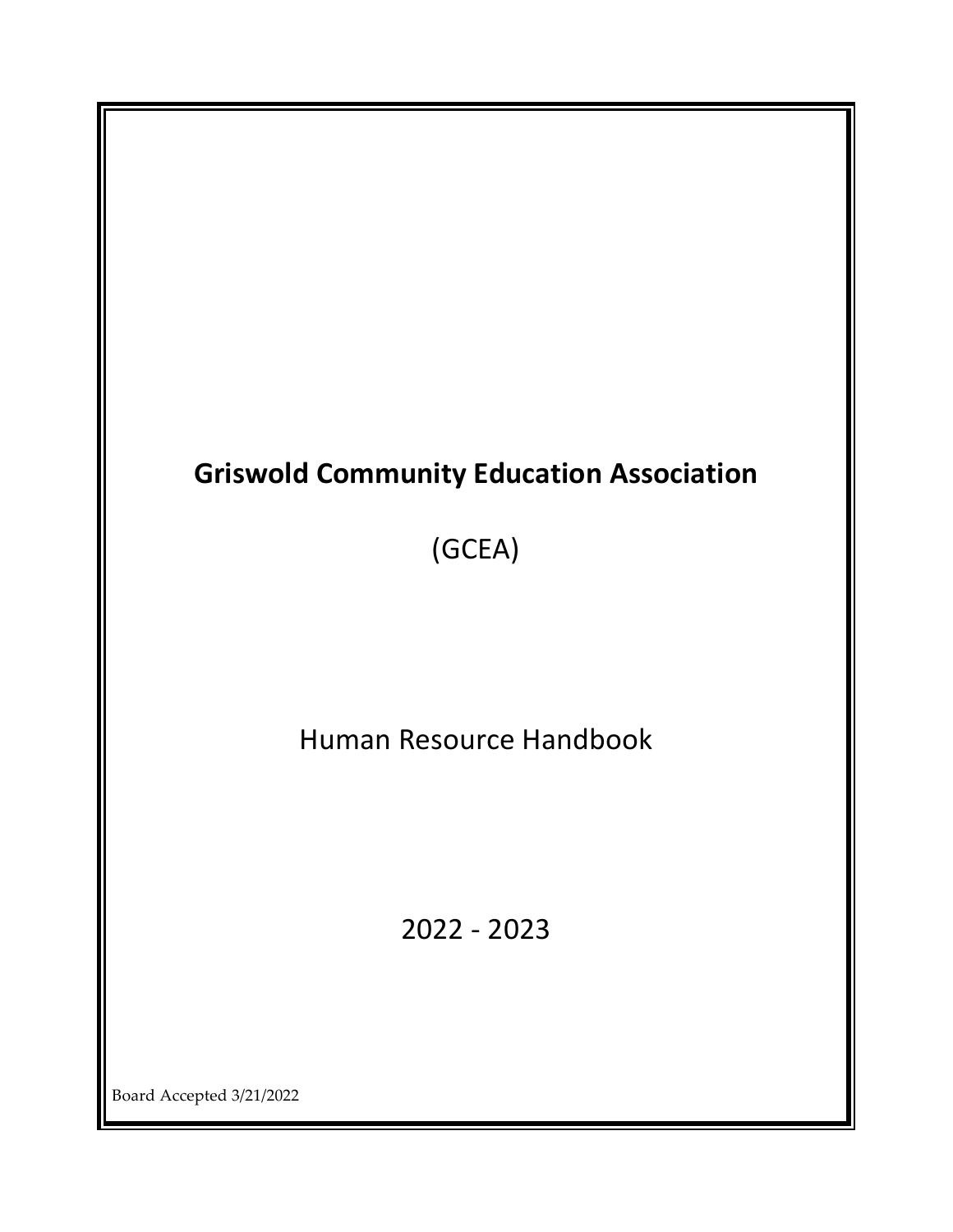# Griswold Community Education Association

(GCEA)

Human Resource Handbook

2022 - 2023

Board Accepted 3/21/2022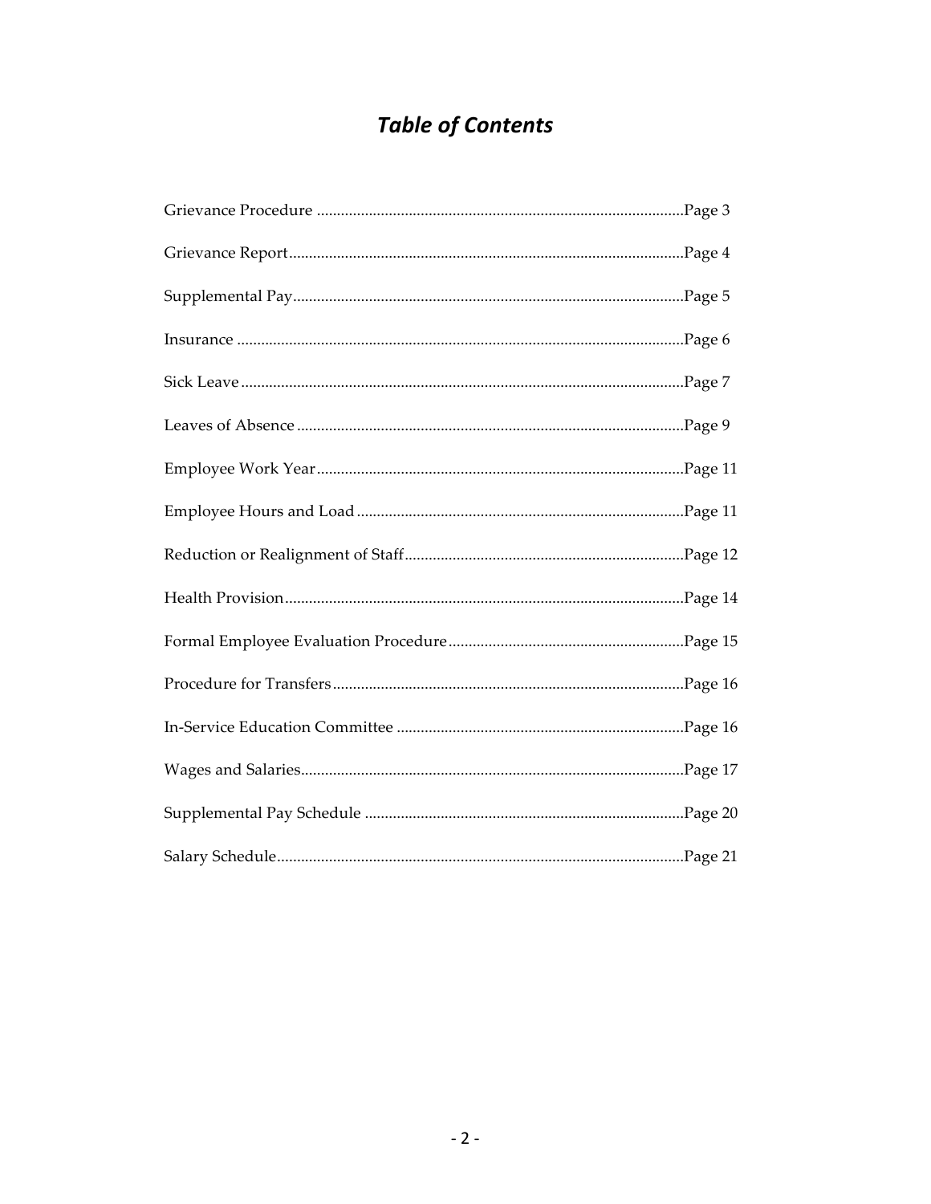# *Table of Contents*

Grievance Procedure ............................................................................................Page 3

Grievance Report..................................................................................................Page 4

Supplemental Pay..................................................................................................Page 5

Insurance ...............................................................................................................Page 6

Sick Leave..............................................................................................................Page 7

Leaves of Absence.................................................................................................Page 9

Employee Work Year............................................................................................Page 11

Employee Hours and Load..................................................................................Page 11

Reduction or Realignment of Staff......................................................................Page 12

Health Provision...................................................................................................Page 14

Formal Employee Evaluation Procedure...........................................................Page 15

Procedure for Transfers.......................................................................................Page 16

In-Service Education Committee ........................................................................Page 16

Wages and Salaries...............................................................................................Page 17

Supplemental Pay Schedule ................................................................................Page 20

Salary Schedule.....................................................................................................Page 21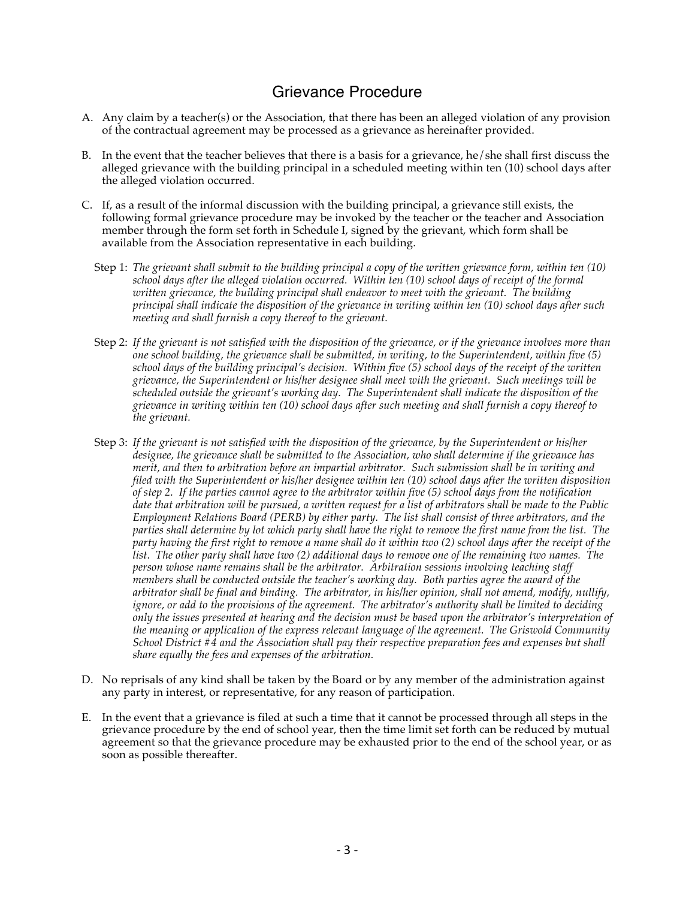## Grievance Procedure

A. Any claim by a teacher(s) or the Association, that there has been an alleged violation of any provision of the contractual agreement may be processed as a grievance as hereinafter provided.

B. In the event that the teacher believes that there is a basis for a grievance, he/she shall first discuss the alleged grievance with the building principal in a scheduled meeting within ten (10) school days after the alleged violation occurred.

C. If, as a result of the informal discussion with the building principal, a grievance still exists, the following formal grievance procedure may be invoked by the teacher or the teacher and Association member through the form set forth in Schedule I, signed by the grievant, which form shall be available from the Association representative in each building.

   Step 1: *The grievant shall submit to the building principal a copy of the written grievance form, within ten (10) school days after the alleged violation occurred. Within ten (10) school days of receipt of the formal written grievance, the building principal shall endeavor to meet with the grievant. The building principal shall indicate the disposition of the grievance in writing within ten (10) school days after such meeting and shall furnish a copy thereof to the grievant.*

   Step 2: *If the grievant is not satisfied with the disposition of the grievance, or if the grievance involves more than one school building, the grievance shall be submitted, in writing, to the Superintendent, within five (5) school days of the building principal's decision. Within five (5) school days of the receipt of the written grievance, the Superintendent or his/her designee shall meet with the grievant. Such meetings will be scheduled outside the grievant's working day. The Superintendent shall indicate the disposition of the grievance in writing within ten (10) school days after such meeting and shall furnish a copy thereof to the grievant.*

   Step 3: *If the grievant is not satisfied with the disposition of the grievance, by the Superintendent or his/her designee, the grievance shall be submitted to the Association, who shall determine if the grievance has merit, and then to arbitration before an impartial arbitrator. Such submission shall be in writing and filed with the Superintendent or his/her designee within ten (10) school days after the written disposition of step 2. If the parties cannot agree to the arbitrator within five (5) school days from the notification date that arbitration will be pursued, a written request for a list of arbitrators shall be made to the Public Employment Relations Board (PERB) by either party. The list shall consist of three arbitrators, and the parties shall determine by lot which party shall have the right to remove the first name from the list. The party having the first right to remove a name shall do it within two (2) school days after the receipt of the list. The other party shall have two (2) additional days to remove one of the remaining two names. The person whose name remains shall be the arbitrator. Arbitration sessions involving teaching staff members shall be conducted outside the teacher's working day. Both parties agree the award of the arbitrator shall be final and binding. The arbitrator, in his/her opinion, shall not amend, modify, nullify, ignore, or add to the provisions of the agreement. The arbitrator's authority shall be limited to deciding only the issues presented at hearing and the decision must be based upon the arbitrator's interpretation of the meaning or application of the express relevant language of the agreement. The Griswold Community School District #4 and the Association shall pay their respective preparation fees and expenses but shall share equally the fees and expenses of the arbitration.*

D. No reprisals of any kind shall be taken by the Board or by any member of the administration against any party in interest, or representative, for any reason of participation.

E. In the event that a grievance is filed at such a time that it cannot be processed through all steps in the grievance procedure by the end of school year, then the time limit set forth can be reduced by mutual agreement so that the grievance procedure may be exhausted prior to the end of the school year, or as soon as possible thereafter.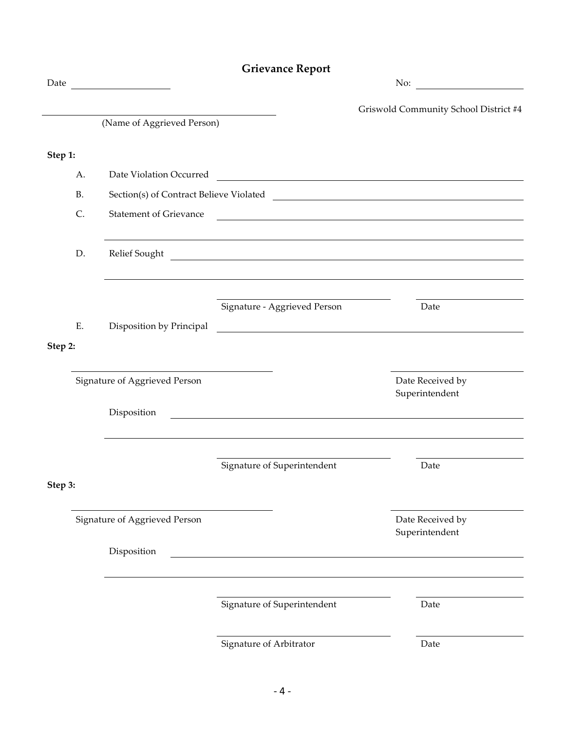# Grievance Report

Date \_\_\_\_\_\_\_\_\_\_\_\_\_\_\_\_\_\_\_\_ No: \_\_\_\_\_\_\_\_\_\_\_\_\_\_\_\_\_\_\_\_

Griswold Community School District #4

\_\_\_\_\_\_\_\_\_\_\_\_\_\_\_\_\_\_\_\_\_\_\_\_\_\_\_\_\_\_\_\_\_\_\_\_\_\_\_\_
(Name of Aggrieved Person)

**Step 1:**

A. Date Violation Occurred \_\_\_\_\_\_\_\_\_\_\_\_\_\_\_\_\_\_\_\_\_\_\_\_\_\_\_\_\_\_\_\_\_\_\_\_\_\_\_\_

B. Section(s) of Contract Believe Violated \_\_\_\_\_\_\_\_\_\_\_\_\_\_\_\_\_\_\_\_\_\_\_\_\_\_\_\_\_\_

C. Statement of Grievance \_\_\_\_\_\_\_\_\_\_\_\_\_\_\_\_\_\_\_\_\_\_\_\_\_\_\_\_\_\_\_\_\_\_\_\_\_\_\_\_

\_\_\_\_\_\_\_\_\_\_\_\_\_\_\_\_\_\_\_\_\_\_\_\_\_\_\_\_\_\_\_\_\_\_\_\_\_\_\_\_\_\_\_\_\_\_\_\_\_\_\_\_\_\_\_\_\_\_\_\_\_\_\_\_

D. Relief Sought \_\_\_\_\_\_\_\_\_\_\_\_\_\_\_\_\_\_\_\_\_\_\_\_\_\_\_\_\_\_\_\_\_\_\_\_\_\_\_\_\_\_\_\_\_\_\_\_\_\_

\_\_\_\_\_\_\_\_\_\_\_\_\_\_\_\_\_\_\_\_\_\_\_\_\_\_\_\_\_\_\_\_\_\_\_\_\_\_\_\_\_\_\_\_\_\_\_\_\_\_\_\_\_\_\_\_\_\_\_\_\_\_\_\_

\_\_\_\_\_\_\_\_\_\_\_\_\_\_\_\_\_\_\_\_\_\_\_\_\_\_\_\_\_\_ \_\_\_\_\_\_\_\_\_\_\_\_\_\_\_\_\_\_\_\_
Signature - Aggrieved Person Date

E. Disposition by Principal \_\_\_\_\_\_\_\_\_\_\_\_\_\_\_\_\_\_\_\_\_\_\_\_\_\_\_\_\_\_\_\_\_\_\_\_\_\_\_\_

**Step 2:**

\_\_\_\_\_\_\_\_\_\_\_\_\_\_\_\_\_\_\_\_\_\_\_\_\_\_\_\_\_\_ \_\_\_\_\_\_\_\_\_\_\_\_\_\_\_\_\_\_\_\_
Signature of Aggrieved Person Date Received by Superintendent

Disposition \_\_\_\_\_\_\_\_\_\_\_\_\_\_\_\_\_\_\_\_\_\_\_\_\_\_\_\_\_\_\_\_\_\_\_\_\_\_\_\_\_\_\_\_\_\_\_\_\_\_\_\_

\_\_\_\_\_\_\_\_\_\_\_\_\_\_\_\_\_\_\_\_\_\_\_\_\_\_\_\_\_\_\_\_\_\_\_\_\_\_\_\_\_\_\_\_\_\_\_\_\_\_\_\_\_\_\_\_\_\_\_\_\_\_\_\_

\_\_\_\_\_\_\_\_\_\_\_\_\_\_\_\_\_\_\_\_\_\_\_\_\_\_\_\_\_\_ \_\_\_\_\_\_\_\_\_\_\_\_\_\_\_\_\_\_\_\_
Signature of Superintendent Date

**Step 3:**

\_\_\_\_\_\_\_\_\_\_\_\_\_\_\_\_\_\_\_\_\_\_\_\_\_\_\_\_\_\_ \_\_\_\_\_\_\_\_\_\_\_\_\_\_\_\_\_\_\_\_
Signature of Aggrieved Person Date Received by Superintendent

Disposition \_\_\_\_\_\_\_\_\_\_\_\_\_\_\_\_\_\_\_\_\_\_\_\_\_\_\_\_\_\_\_\_\_\_\_\_\_\_\_\_\_\_\_\_\_\_\_\_\_\_\_\_

\_\_\_\_\_\_\_\_\_\_\_\_\_\_\_\_\_\_\_\_\_\_\_\_\_\_\_\_\_\_\_\_\_\_\_\_\_\_\_\_\_\_\_\_\_\_\_\_\_\_\_\_\_\_\_\_\_\_\_\_\_\_\_\_

\_\_\_\_\_\_\_\_\_\_\_\_\_\_\_\_\_\_\_\_\_\_\_\_\_\_\_\_\_\_ \_\_\_\_\_\_\_\_\_\_\_\_\_\_\_\_\_\_\_\_
Signature of Superintendent Date

\_\_\_\_\_\_\_\_\_\_\_\_\_\_\_\_\_\_\_\_\_\_\_\_\_\_\_\_\_\_ \_\_\_\_\_\_\_\_\_\_\_\_\_\_\_\_\_\_\_\_
Signature of Arbitrator Date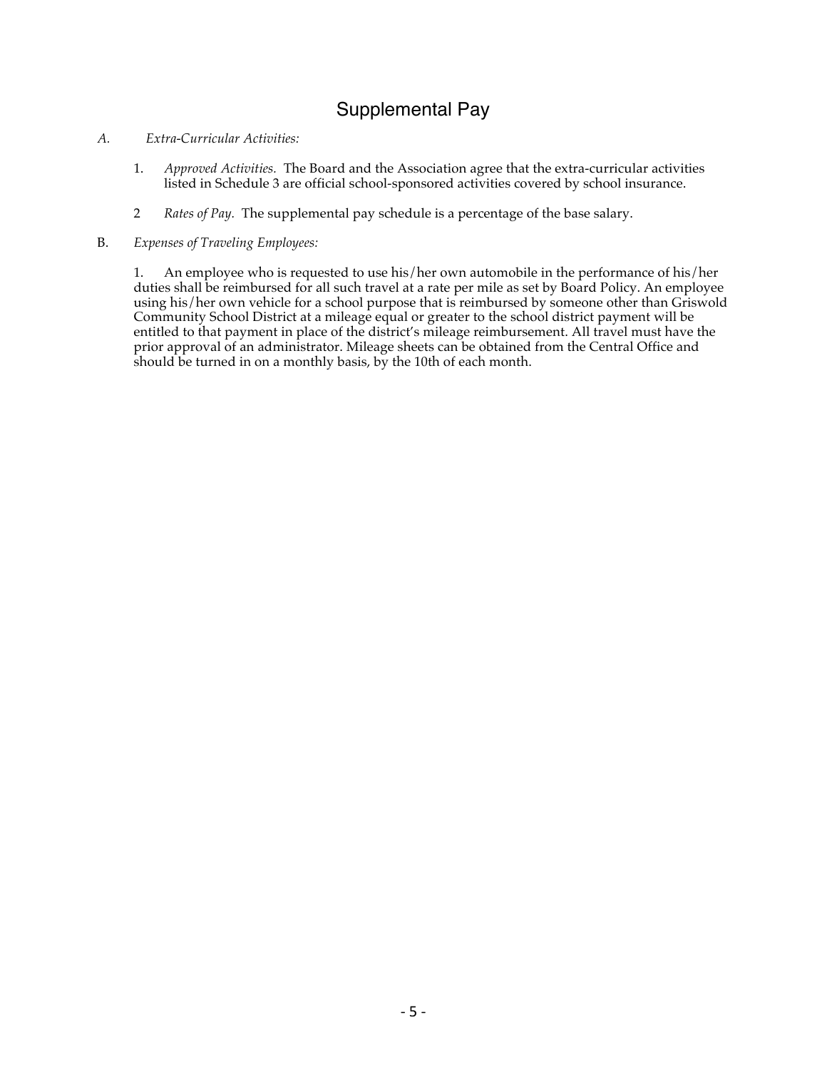# Supplemental Pay

*A. Extra-Curricular Activities:*

1. *Approved Activities.* The Board and the Association agree that the extra-curricular activities listed in Schedule 3 are official school-sponsored activities covered by school insurance.

2 *Rates of Pay.* The supplemental pay schedule is a percentage of the base salary.

B. *Expenses of Traveling Employees:*

1. An employee who is requested to use his/her own automobile in the performance of his/her duties shall be reimbursed for all such travel at a rate per mile as set by Board Policy. An employee using his/her own vehicle for a school purpose that is reimbursed by someone other than Griswold Community School District at a mileage equal or greater to the school district payment will be entitled to that payment in place of the district's mileage reimbursement. All travel must have the prior approval of an administrator. Mileage sheets can be obtained from the Central Office and should be turned in on a monthly basis, by the 10th of each month.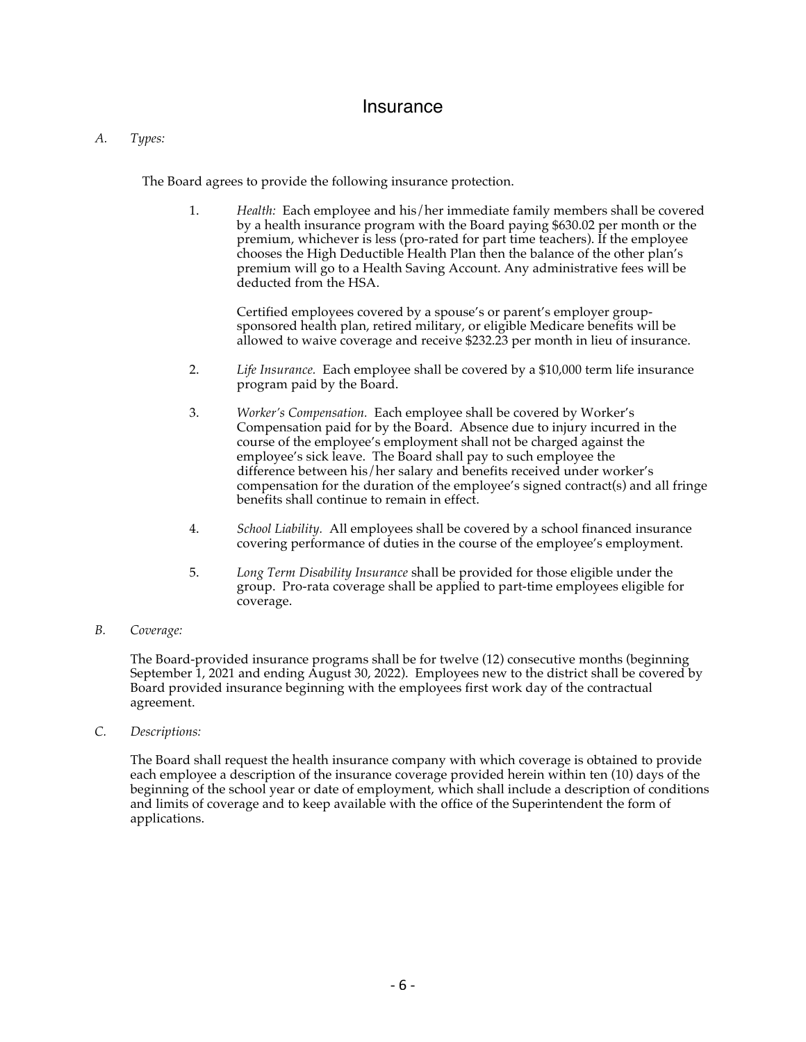# Insurance

*A. Types:*

The Board agrees to provide the following insurance protection.

1. *Health:* Each employee and his/her immediate family members shall be covered by a health insurance program with the Board paying $630.02 per month or the premium, whichever is less (pro-rated for part time teachers). If the employee chooses the High Deductible Health Plan then the balance of the other plan's premium will go to a Health Saving Account. Any administrative fees will be deducted from the HSA.

   Certified employees covered by a spouse's or parent's employer group-sponsored health plan, retired military, or eligible Medicare benefits will be allowed to waive coverage and receive $232.23 per month in lieu of insurance.

2. *Life Insurance.* Each employee shall be covered by a $10,000 term life insurance program paid by the Board.

3. *Worker's Compensation.* Each employee shall be covered by Worker's Compensation paid for by the Board. Absence due to injury incurred in the course of the employee's employment shall not be charged against the employee's sick leave. The Board shall pay to such employee the difference between his/her salary and benefits received under worker's compensation for the duration of the employee's signed contract(s) and all fringe benefits shall continue to remain in effect.

4. *School Liability.* All employees shall be covered by a school financed insurance covering performance of duties in the course of the employee's employment.

5. *Long Term Disability Insurance* shall be provided for those eligible under the group. Pro-rata coverage shall be applied to part-time employees eligible for coverage.

*B. Coverage:*

The Board-provided insurance programs shall be for twelve (12) consecutive months (beginning September 1, 2021 and ending August 30, 2022). Employees new to the district shall be covered by Board provided insurance beginning with the employees first work day of the contractual agreement.

*C. Descriptions:*

The Board shall request the health insurance company with which coverage is obtained to provide each employee a description of the insurance coverage provided herein within ten (10) days of the beginning of the school year or date of employment, which shall include a description of conditions and limits of coverage and to keep available with the office of the Superintendent the form of applications.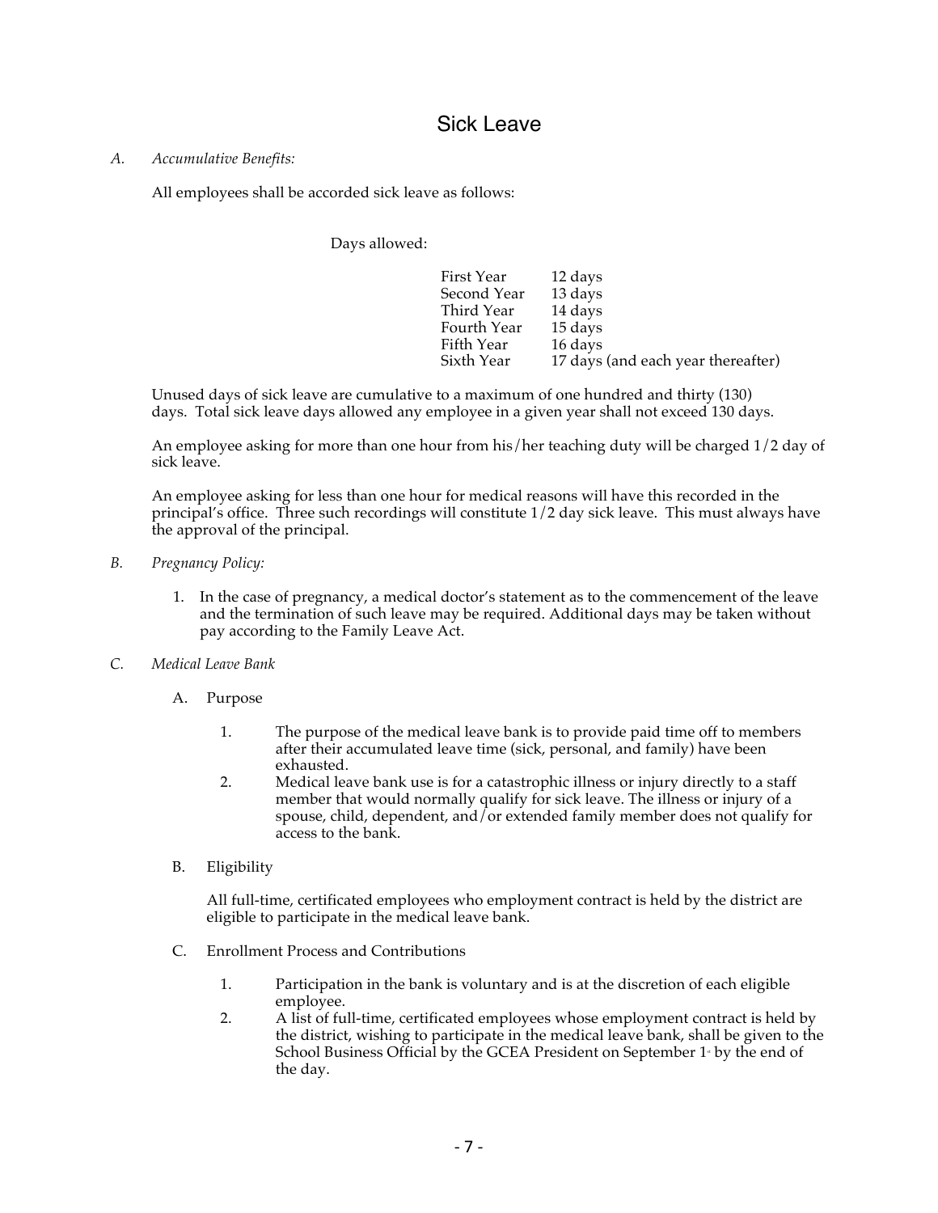# Sick Leave

*A. Accumulative Benefits:*

All employees shall be accorded sick leave as follows:

Days allowed:

| | |
|---|---|
| First Year | 12 days |
| Second Year | 13 days |
| Third Year | 14 days |
| Fourth Year | 15 days |
| Fifth Year | 16 days |
| Sixth Year | 17 days (and each year thereafter) |

Unused days of sick leave are cumulative to a maximum of one hundred and thirty (130) days. Total sick leave days allowed any employee in a given year shall not exceed 130 days.

An employee asking for more than one hour from his/her teaching duty will be charged 1/2 day of sick leave.

An employee asking for less than one hour for medical reasons will have this recorded in the principal's office. Three such recordings will constitute 1/2 day sick leave. This must always have the approval of the principal.

*B. Pregnancy Policy:*

1. In the case of pregnancy, a medical doctor's statement as to the commencement of the leave and the termination of such leave may be required. Additional days may be taken without pay according to the Family Leave Act.

*C. Medical Leave Bank*

A. Purpose

1. The purpose of the medical leave bank is to provide paid time off to members after their accumulated leave time (sick, personal, and family) have been exhausted.
2. Medical leave bank use is for a catastrophic illness or injury directly to a staff member that would normally qualify for sick leave. The illness or injury of a spouse, child, dependent, and/or extended family member does not qualify for access to the bank.

B. Eligibility

All full-time, certificated employees who employment contract is held by the district are eligible to participate in the medical leave bank.

C. Enrollment Process and Contributions

1. Participation in the bank is voluntary and is at the discretion of each eligible employee.
2. A list of full-time, certificated employees whose employment contract is held by the district, wishing to participate in the medical leave bank, shall be given to the School Business Official by the GCEA President on September 1st by the end of the day.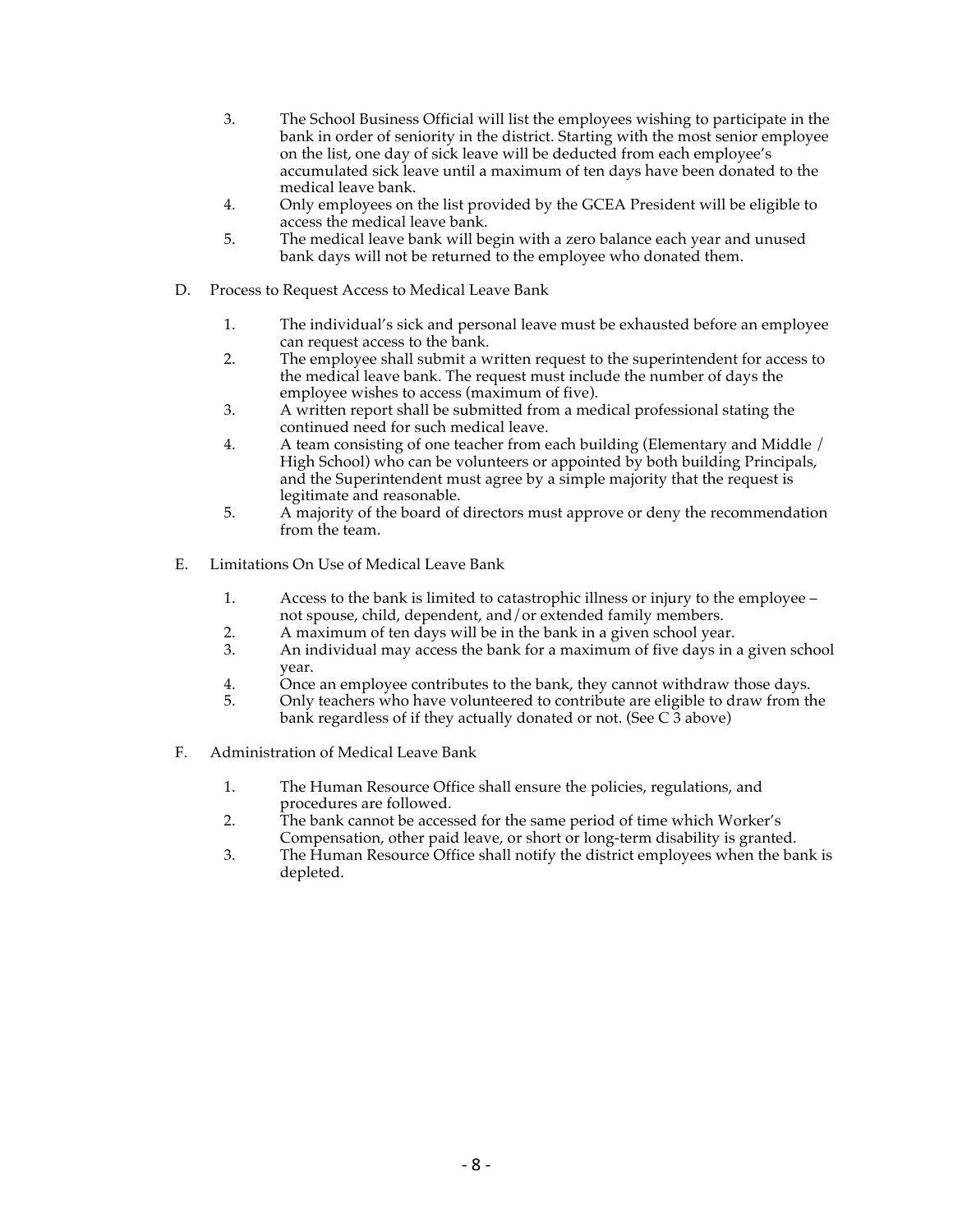3. The School Business Official will list the employees wishing to participate in the bank in order of seniority in the district. Starting with the most senior employee on the list, one day of sick leave will be deducted from each employee's accumulated sick leave until a maximum of ten days have been donated to the medical leave bank.
4. Only employees on the list provided by the GCEA President will be eligible to access the medical leave bank.
5. The medical leave bank will begin with a zero balance each year and unused bank days will not be returned to the employee who donated them.

D. Process to Request Access to Medical Leave Bank

1. The individual's sick and personal leave must be exhausted before an employee can request access to the bank.
2. The employee shall submit a written request to the superintendent for access to the medical leave bank. The request must include the number of days the employee wishes to access (maximum of five).
3. A written report shall be submitted from a medical professional stating the continued need for such medical leave.
4. A team consisting of one teacher from each building (Elementary and Middle / High School) who can be volunteers or appointed by both building Principals, and the Superintendent must agree by a simple majority that the request is legitimate and reasonable.
5. A majority of the board of directors must approve or deny the recommendation from the team.

E. Limitations On Use of Medical Leave Bank

1. Access to the bank is limited to catastrophic illness or injury to the employee – not spouse, child, dependent, and/or extended family members.
2. A maximum of ten days will be in the bank in a given school year.
3. An individual may access the bank for a maximum of five days in a given school year.
4. Once an employee contributes to the bank, they cannot withdraw those days.
5. Only teachers who have volunteered to contribute are eligible to draw from the bank regardless of if they actually donated or not. (See C 3 above)

F. Administration of Medical Leave Bank

1. The Human Resource Office shall ensure the policies, regulations, and procedures are followed.
2. The bank cannot be accessed for the same period of time which Worker's Compensation, other paid leave, or short or long-term disability is granted.
3. The Human Resource Office shall notify the district employees when the bank is depleted.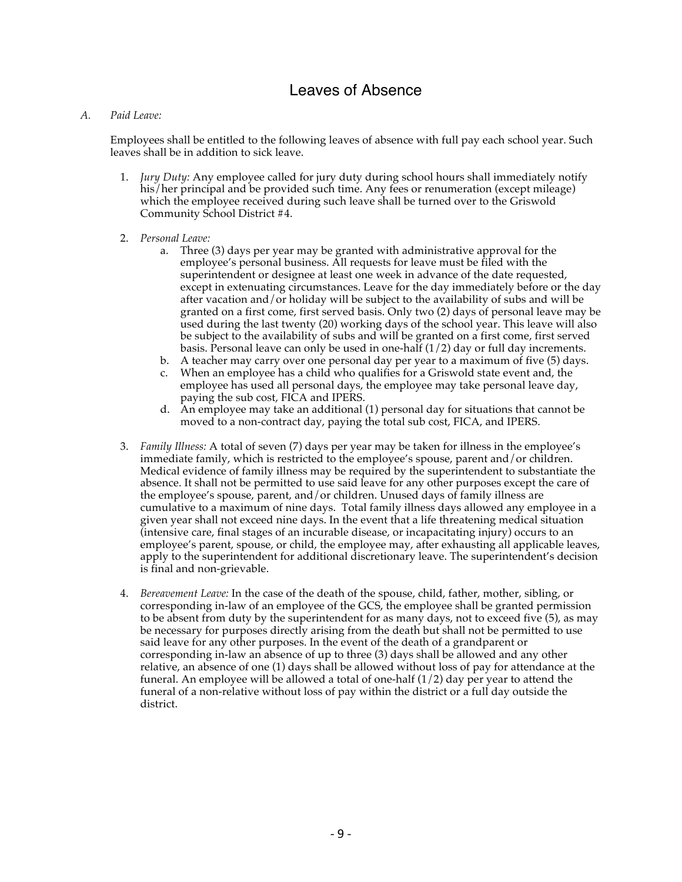# Leaves of Absence

*A. Paid Leave:*

Employees shall be entitled to the following leaves of absence with full pay each school year. Such leaves shall be in addition to sick leave.

1. *Jury Duty:* Any employee called for jury duty during school hours shall immediately notify his/her principal and be provided such time. Any fees or renumeration (except mileage) which the employee received during such leave shall be turned over to the Griswold Community School District #4.

2. *Personal Leave:*
   a. Three (3) days per year may be granted with administrative approval for the employee's personal business. All requests for leave must be filed with the superintendent or designee at least one week in advance of the date requested, except in extenuating circumstances. Leave for the day immediately before or the day after vacation and/or holiday will be subject to the availability of subs and will be granted on a first come, first served basis. Only two (2) days of personal leave may be used during the last twenty (20) working days of the school year. This leave will also be subject to the availability of subs and will be granted on a first come, first served basis. Personal leave can only be used in one-half (1/2) day or full day increments.
   b. A teacher may carry over one personal day per year to a maximum of five (5) days.
   c. When an employee has a child who qualifies for a Griswold state event and, the employee has used all personal days, the employee may take personal leave day, paying the sub cost, FICA and IPERS.
   d. An employee may take an additional (1) personal day for situations that cannot be moved to a non-contract day, paying the total sub cost, FICA, and IPERS.

3. *Family Illness:* A total of seven (7) days per year may be taken for illness in the employee's immediate family, which is restricted to the employee's spouse, parent and/or children. Medical evidence of family illness may be required by the superintendent to substantiate the absence. It shall not be permitted to use said leave for any other purposes except the care of the employee's spouse, parent, and/or children. Unused days of family illness are cumulative to a maximum of nine days. Total family illness days allowed any employee in a given year shall not exceed nine days. In the event that a life threatening medical situation (intensive care, final stages of an incurable disease, or incapacitating injury) occurs to an employee's parent, spouse, or child, the employee may, after exhausting all applicable leaves, apply to the superintendent for additional discretionary leave. The superintendent's decision is final and non-grievable.

4. *Bereavement Leave:* In the case of the death of the spouse, child, father, mother, sibling, or corresponding in-law of an employee of the GCS, the employee shall be granted permission to be absent from duty by the superintendent for as many days, not to exceed five (5), as may be necessary for purposes directly arising from the death but shall not be permitted to use said leave for any other purposes. In the event of the death of a grandparent or corresponding in-law an absence of up to three (3) days shall be allowed and any other relative, an absence of one (1) days shall be allowed without loss of pay for attendance at the funeral. An employee will be allowed a total of one-half (1/2) day per year to attend the funeral of a non-relative without loss of pay within the district or a full day outside the district.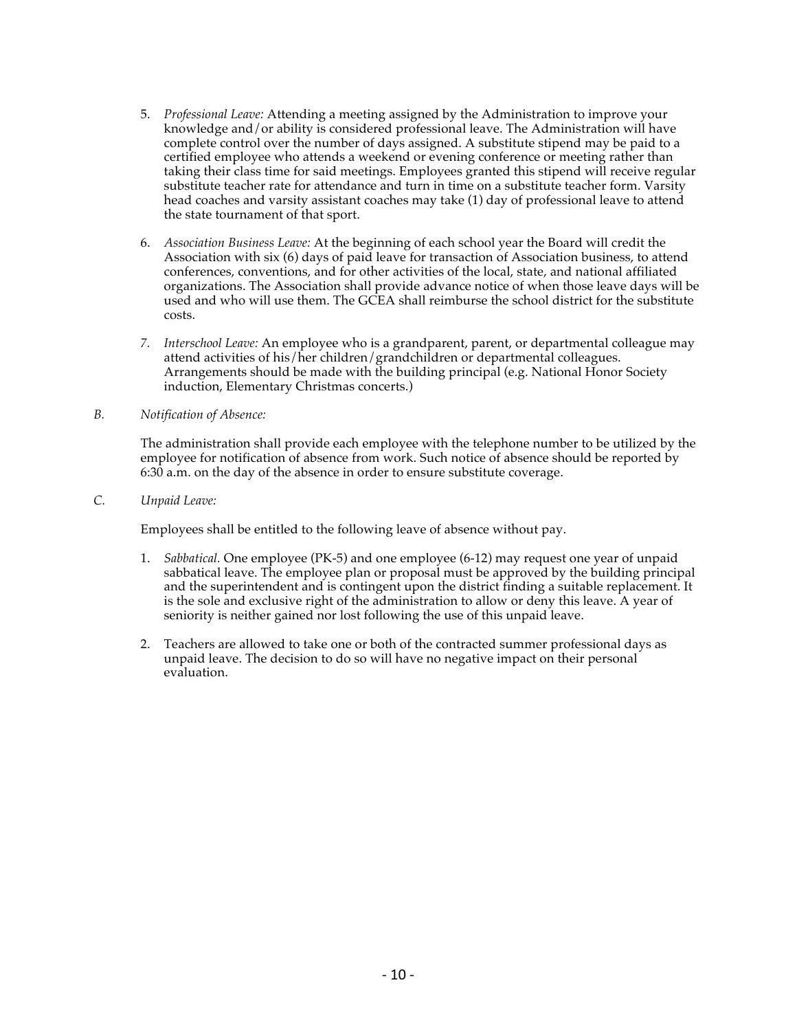5. *Professional Leave:* Attending a meeting assigned by the Administration to improve your knowledge and/or ability is considered professional leave. The Administration will have complete control over the number of days assigned. A substitute stipend may be paid to a certified employee who attends a weekend or evening conference or meeting rather than taking their class time for said meetings. Employees granted this stipend will receive regular substitute teacher rate for attendance and turn in time on a substitute teacher form. Varsity head coaches and varsity assistant coaches may take (1) day of professional leave to attend the state tournament of that sport.

6. *Association Business Leave:* At the beginning of each school year the Board will credit the Association with six (6) days of paid leave for transaction of Association business, to attend conferences, conventions, and for other activities of the local, state, and national affiliated organizations. The Association shall provide advance notice of when those leave days will be used and who will use them. The GCEA shall reimburse the school district for the substitute costs.

7. *Interschool Leave:* An employee who is a grandparent, parent, or departmental colleague may attend activities of his/her children/grandchildren or departmental colleagues. Arrangements should be made with the building principal (e.g. National Honor Society induction, Elementary Christmas concerts.)

*B. Notification of Absence:*

The administration shall provide each employee with the telephone number to be utilized by the employee for notification of absence from work. Such notice of absence should be reported by 6:30 a.m. on the day of the absence in order to ensure substitute coverage.

*C. Unpaid Leave:*

Employees shall be entitled to the following leave of absence without pay.

1. *Sabbatical.* One employee (PK-5) and one employee (6-12) may request one year of unpaid sabbatical leave. The employee plan or proposal must be approved by the building principal and the superintendent and is contingent upon the district finding a suitable replacement. It is the sole and exclusive right of the administration to allow or deny this leave. A year of seniority is neither gained nor lost following the use of this unpaid leave.

2. Teachers are allowed to take one or both of the contracted summer professional days as unpaid leave. The decision to do so will have no negative impact on their personal evaluation.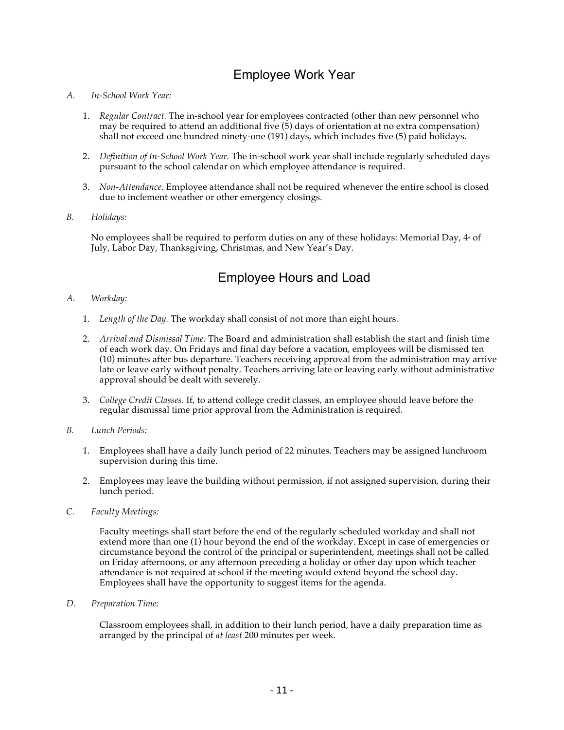## Employee Work Year

*A. In-School Work Year:*

1. *Regular Contract.* The in-school year for employees contracted (other than new personnel who may be required to attend an additional five (5) days of orientation at no extra compensation) shall not exceed one hundred ninety-one (191) days, which includes five (5) paid holidays.

2. *Definition of In-School Work Year.* The in-school work year shall include regularly scheduled days pursuant to the school calendar on which employee attendance is required.

3. *Non-Attendance.* Employee attendance shall not be required whenever the entire school is closed due to inclement weather or other emergency closings.

*B. Holidays:*

No employees shall be required to perform duties on any of these holidays: Memorial Day, 4th of July, Labor Day, Thanksgiving, Christmas, and New Year's Day.

## Employee Hours and Load

*A. Workday:*

1. *Length of the Day.* The workday shall consist of not more than eight hours.

2. *Arrival and Dismissal Time.* The Board and administration shall establish the start and finish time of each work day. On Fridays and final day before a vacation, employees will be dismissed ten (10) minutes after bus departure. Teachers receiving approval from the administration may arrive late or leave early without penalty. Teachers arriving late or leaving early without administrative approval should be dealt with severely.

3. *College Credit Classes.* If, to attend college credit classes, an employee should leave before the regular dismissal time prior approval from the Administration is required.

*B. Lunch Periods:*

1. Employees shall have a daily lunch period of 22 minutes. Teachers may be assigned lunchroom supervision during this time.

2. Employees may leave the building without permission, if not assigned supervision, during their lunch period.

*C. Faculty Meetings:*

Faculty meetings shall start before the end of the regularly scheduled workday and shall not extend more than one (1) hour beyond the end of the workday. Except in case of emergencies or circumstance beyond the control of the principal or superintendent, meetings shall not be called on Friday afternoons, or any afternoon preceding a holiday or other day upon which teacher attendance is not required at school if the meeting would extend beyond the school day. Employees shall have the opportunity to suggest items for the agenda.

*D. Preparation Time:*

Classroom employees shall, in addition to their lunch period, have a daily preparation time as arranged by the principal of *at least* 200 minutes per week.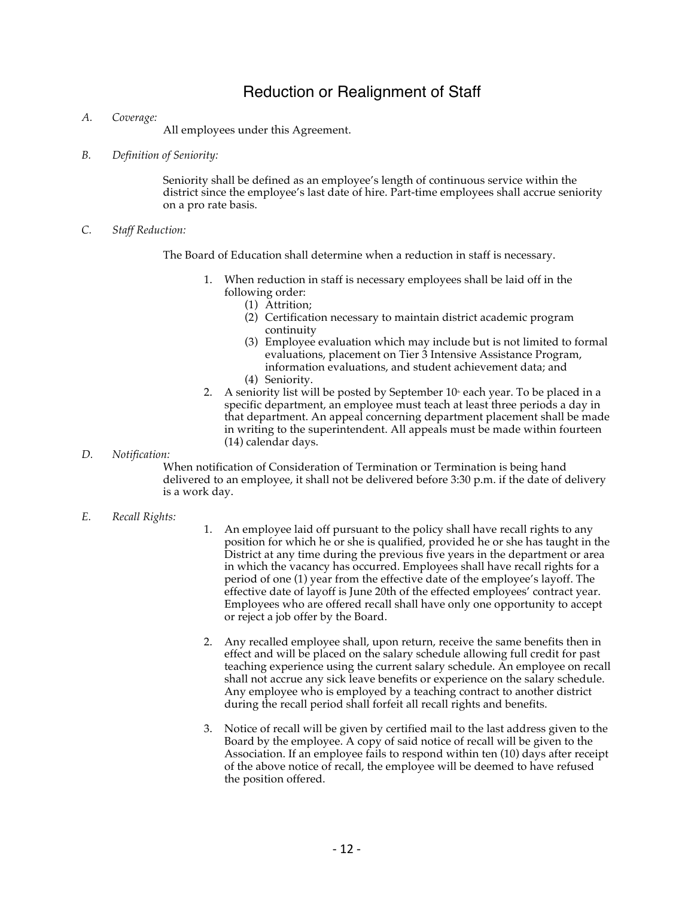# Reduction or Realignment of Staff

*A. Coverage:*

All employees under this Agreement.

*B. Definition of Seniority:*

Seniority shall be defined as an employee's length of continuous service within the district since the employee's last date of hire. Part-time employees shall accrue seniority on a pro rate basis.

*C. Staff Reduction:*

The Board of Education shall determine when a reduction in staff is necessary.

1. When reduction in staff is necessary employees shall be laid off in the following order:
   (1) Attrition;
   (2) Certification necessary to maintain district academic program continuity
   (3) Employee evaluation which may include but is not limited to formal evaluations, placement on Tier 3 Intensive Assistance Program, information evaluations, and student achievement data; and
   (4) Seniority.
2. A seniority list will be posted by September 10th each year. To be placed in a specific department, an employee must teach at least three periods a day in that department. An appeal concerning department placement shall be made in writing to the superintendent. All appeals must be made within fourteen (14) calendar days.

*D. Notification:*

When notification of Consideration of Termination or Termination is being hand delivered to an employee, it shall not be delivered before 3:30 p.m. if the date of delivery is a work day.

*E. Recall Rights:*

1. An employee laid off pursuant to the policy shall have recall rights to any position for which he or she is qualified, provided he or she has taught in the District at any time during the previous five years in the department or area in which the vacancy has occurred. Employees shall have recall rights for a period of one (1) year from the effective date of the employee's layoff. The effective date of layoff is June 20th of the effected employees' contract year. Employees who are offered recall shall have only one opportunity to accept or reject a job offer by the Board.

2. Any recalled employee shall, upon return, receive the same benefits then in effect and will be placed on the salary schedule allowing full credit for past teaching experience using the current salary schedule. An employee on recall shall not accrue any sick leave benefits or experience on the salary schedule. Any employee who is employed by a teaching contract to another district during the recall period shall forfeit all recall rights and benefits.

3. Notice of recall will be given by certified mail to the last address given to the Board by the employee. A copy of said notice of recall will be given to the Association. If an employee fails to respond within ten (10) days after receipt of the above notice of recall, the employee will be deemed to have refused the position offered.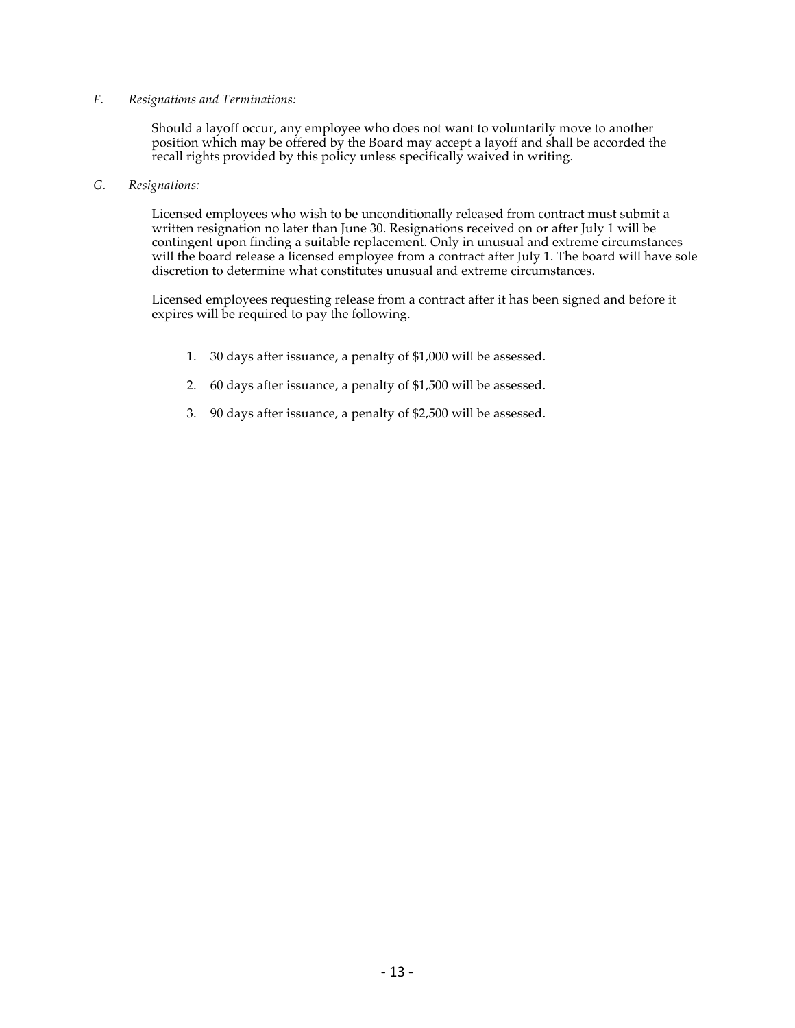*F. Resignations and Terminations:*

Should a layoff occur, any employee who does not want to voluntarily move to another position which may be offered by the Board may accept a layoff and shall be accorded the recall rights provided by this policy unless specifically waived in writing.

*G. Resignations:*

Licensed employees who wish to be unconditionally released from contract must submit a written resignation no later than June 30. Resignations received on or after July 1 will be contingent upon finding a suitable replacement. Only in unusual and extreme circumstances will the board release a licensed employee from a contract after July 1. The board will have sole discretion to determine what constitutes unusual and extreme circumstances.

Licensed employees requesting release from a contract after it has been signed and before it expires will be required to pay the following.

1. 30 days after issuance, a penalty of $1,000 will be assessed.
2. 60 days after issuance, a penalty of $1,500 will be assessed.
3. 90 days after issuance, a penalty of $2,500 will be assessed.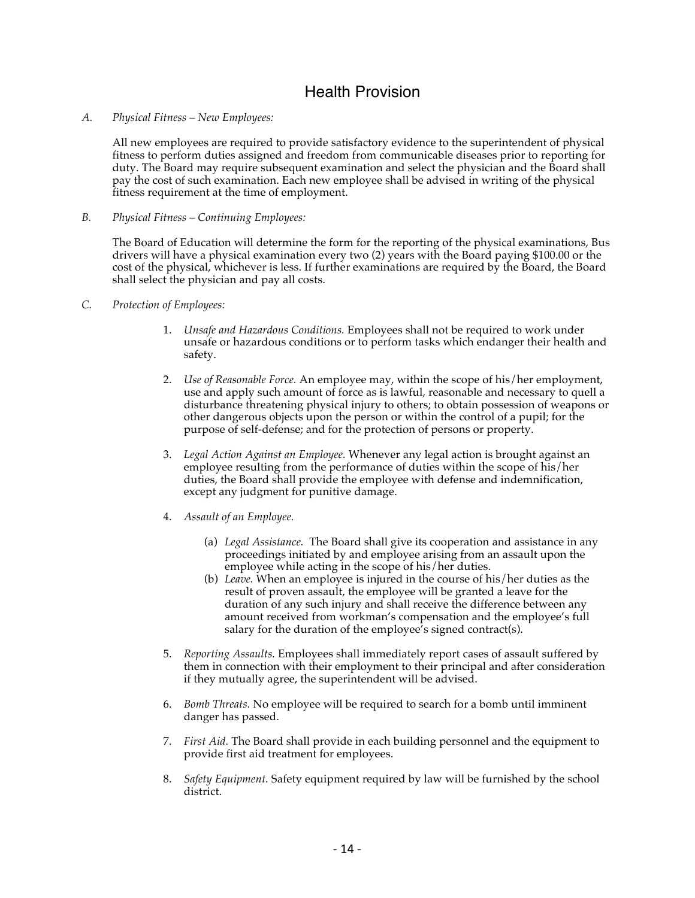# Health Provision

*A. Physical Fitness – New Employees:*

All new employees are required to provide satisfactory evidence to the superintendent of physical fitness to perform duties assigned and freedom from communicable diseases prior to reporting for duty. The Board may require subsequent examination and select the physician and the Board shall pay the cost of such examination. Each new employee shall be advised in writing of the physical fitness requirement at the time of employment.

*B. Physical Fitness – Continuing Employees:*

The Board of Education will determine the form for the reporting of the physical examinations, Bus drivers will have a physical examination every two (2) years with the Board paying $100.00 or the cost of the physical, whichever is less. If further examinations are required by the Board, the Board shall select the physician and pay all costs.

*C. Protection of Employees:*

1. *Unsafe and Hazardous Conditions.* Employees shall not be required to work under unsafe or hazardous conditions or to perform tasks which endanger their health and safety.

2. *Use of Reasonable Force.* An employee may, within the scope of his/her employment, use and apply such amount of force as is lawful, reasonable and necessary to quell a disturbance threatening physical injury to others; to obtain possession of weapons or other dangerous objects upon the person or within the control of a pupil; for the purpose of self-defense; and for the protection of persons or property.

3. *Legal Action Against an Employee.* Whenever any legal action is brought against an employee resulting from the performance of duties within the scope of his/her duties, the Board shall provide the employee with defense and indemnification, except any judgment for punitive damage.

4. *Assault of an Employee.*

   (a) *Legal Assistance.* The Board shall give its cooperation and assistance in any proceedings initiated by and employee arising from an assault upon the employee while acting in the scope of his/her duties.

   (b) *Leave.* When an employee is injured in the course of his/her duties as the result of proven assault, the employee will be granted a leave for the duration of any such injury and shall receive the difference between any amount received from workman's compensation and the employee's full salary for the duration of the employee's signed contract(s).

5. *Reporting Assaults.* Employees shall immediately report cases of assault suffered by them in connection with their employment to their principal and after consideration if they mutually agree, the superintendent will be advised.

6. *Bomb Threats.* No employee will be required to search for a bomb until imminent danger has passed.

7. *First Aid.* The Board shall provide in each building personnel and the equipment to provide first aid treatment for employees.

8. *Safety Equipment.* Safety equipment required by law will be furnished by the school district.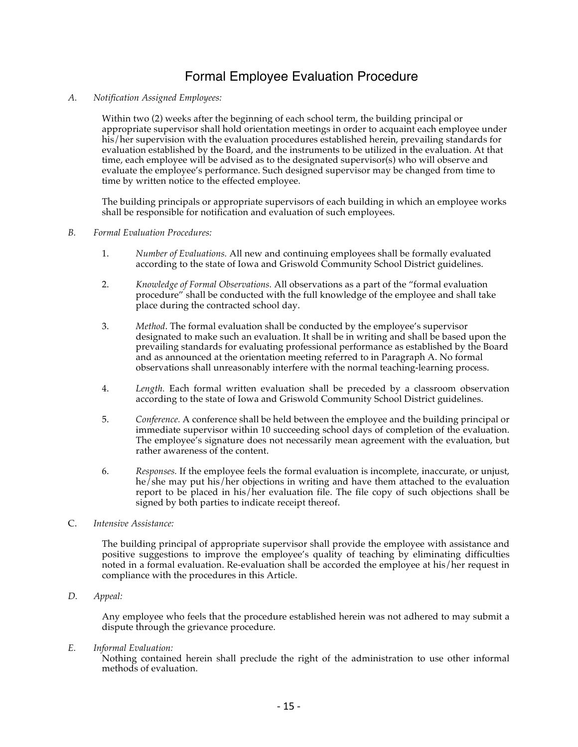# Formal Employee Evaluation Procedure

*A. Notification Assigned Employees:*

Within two (2) weeks after the beginning of each school term, the building principal or appropriate supervisor shall hold orientation meetings in order to acquaint each employee under his/her supervision with the evaluation procedures established herein, prevailing standards for evaluation established by the Board, and the instruments to be utilized in the evaluation. At that time, each employee will be advised as to the designated supervisor(s) who will observe and evaluate the employee's performance. Such designed supervisor may be changed from time to time by written notice to the effected employee.

The building principals or appropriate supervisors of each building in which an employee works shall be responsible for notification and evaluation of such employees.

*B. Formal Evaluation Procedures:*

1. *Number of Evaluations.* All new and continuing employees shall be formally evaluated according to the state of Iowa and Griswold Community School District guidelines.

2. *Knowledge of Formal Observations.* All observations as a part of the "formal evaluation procedure" shall be conducted with the full knowledge of the employee and shall take place during the contracted school day.

3. *Method*. The formal evaluation shall be conducted by the employee's supervisor designated to make such an evaluation. It shall be in writing and shall be based upon the prevailing standards for evaluating professional performance as established by the Board and as announced at the orientation meeting referred to in Paragraph A. No formal observations shall unreasonably interfere with the normal teaching-learning process.

4. *Length.* Each formal written evaluation shall be preceded by a classroom observation according to the state of Iowa and Griswold Community School District guidelines.

5. *Conference.* A conference shall be held between the employee and the building principal or immediate supervisor within 10 succeeding school days of completion of the evaluation. The employee's signature does not necessarily mean agreement with the evaluation, but rather awareness of the content.

6. *Responses.* If the employee feels the formal evaluation is incomplete, inaccurate, or unjust, he/she may put his/her objections in writing and have them attached to the evaluation report to be placed in his/her evaluation file. The file copy of such objections shall be signed by both parties to indicate receipt thereof.

C. *Intensive Assistance:*

The building principal of appropriate supervisor shall provide the employee with assistance and positive suggestions to improve the employee's quality of teaching by eliminating difficulties noted in a formal evaluation. Re-evaluation shall be accorded the employee at his/her request in compliance with the procedures in this Article.

*D. Appeal:*

Any employee who feels that the procedure established herein was not adhered to may submit a dispute through the grievance procedure.

*E. Informal Evaluation:*

Nothing contained herein shall preclude the right of the administration to use other informal methods of evaluation.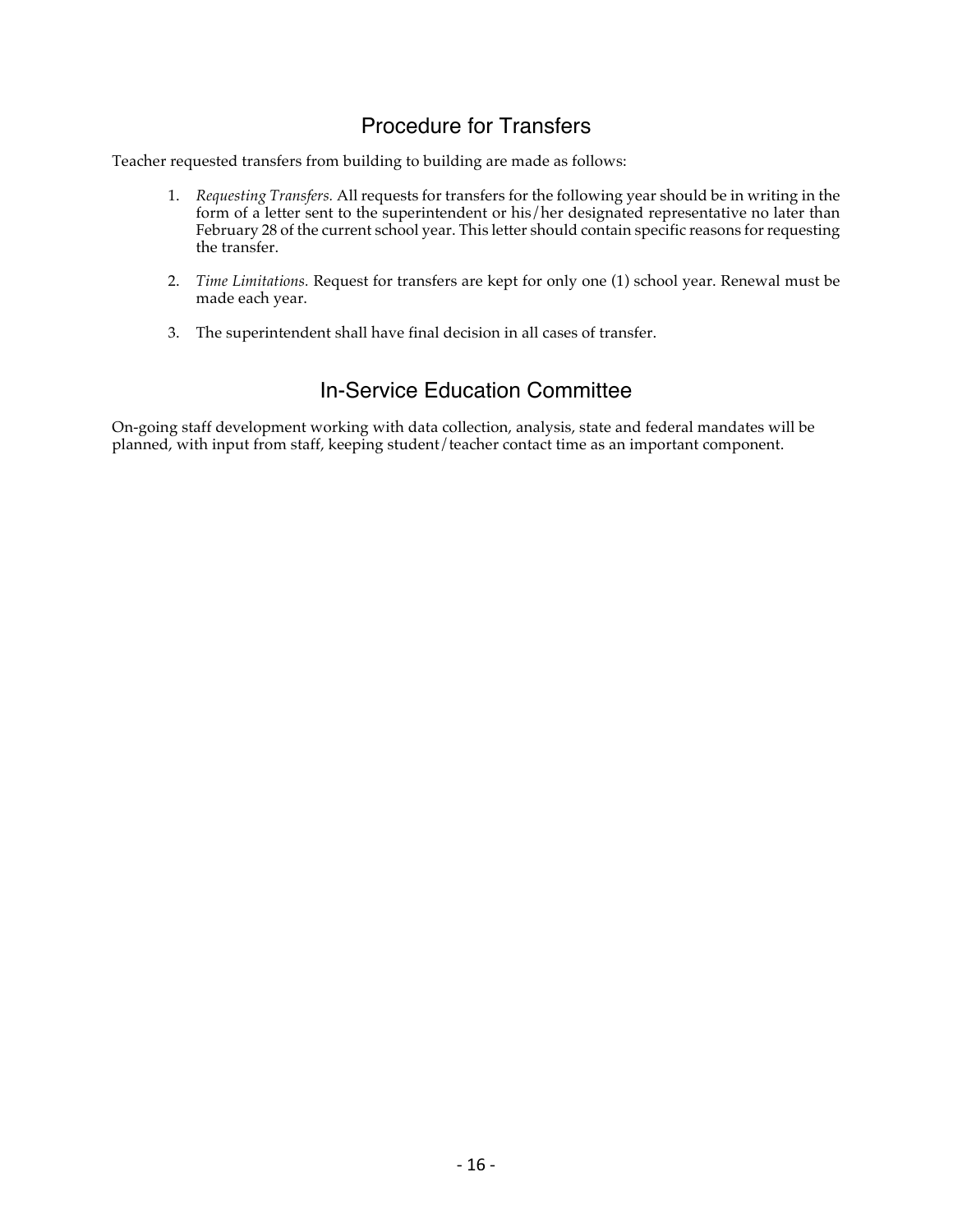## Procedure for Transfers

Teacher requested transfers from building to building are made as follows:

1. *Requesting Transfers.* All requests for transfers for the following year should be in writing in the form of a letter sent to the superintendent or his/her designated representative no later than February 28 of the current school year. This letter should contain specific reasons for requesting the transfer.

2. *Time Limitations.* Request for transfers are kept for only one (1) school year. Renewal must be made each year.

3. The superintendent shall have final decision in all cases of transfer.

## In-Service Education Committee

On-going staff development working with data collection, analysis, state and federal mandates will be planned, with input from staff, keeping student/teacher contact time as an important component.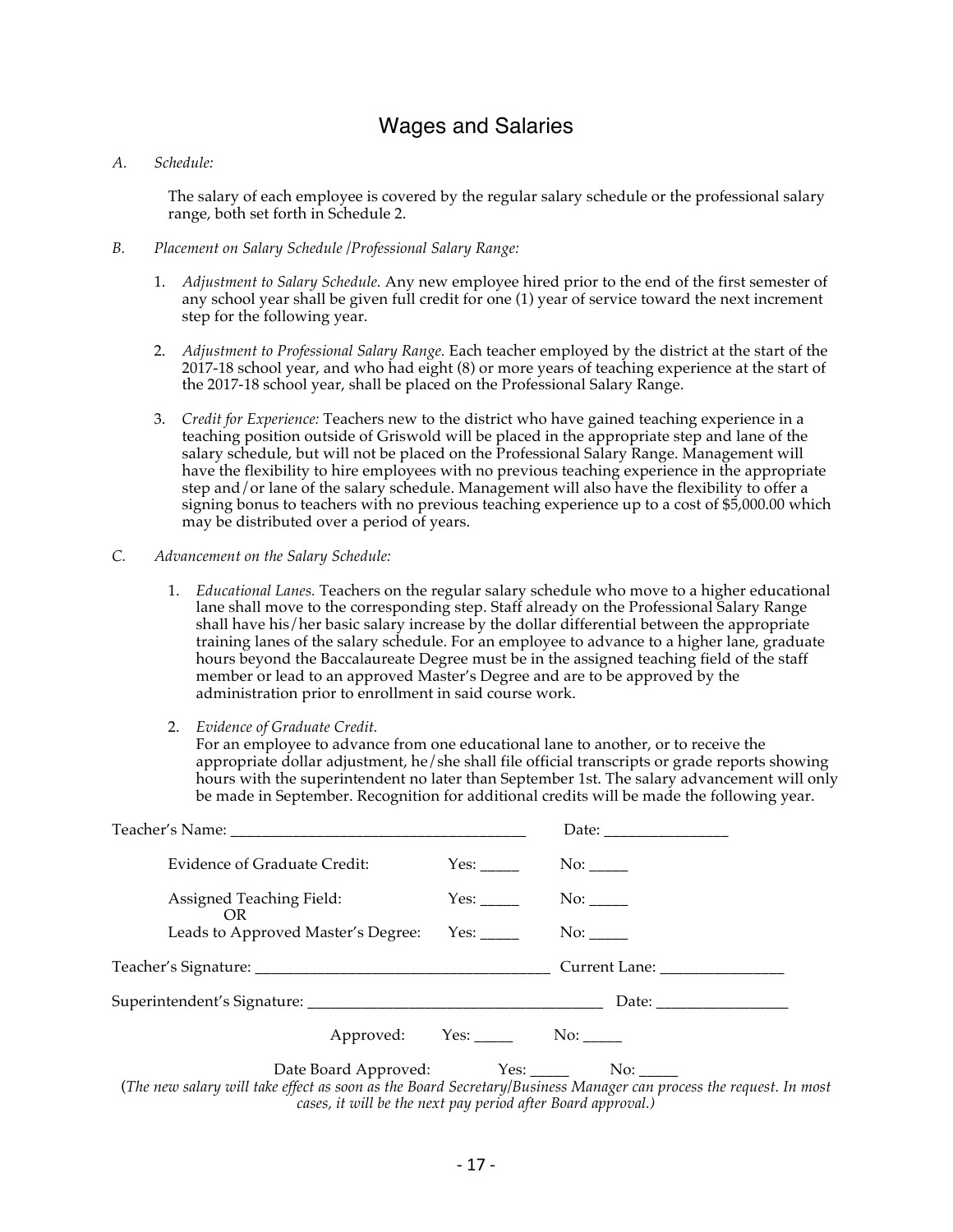# Wages and Salaries

A. *Schedule:*

The salary of each employee is covered by the regular salary schedule or the professional salary range, both set forth in Schedule 2.

B. *Placement on Salary Schedule /Professional Salary Range:*

1. *Adjustment to Salary Schedule.* Any new employee hired prior to the end of the first semester of any school year shall be given full credit for one (1) year of service toward the next increment step for the following year.

2. *Adjustment to Professional Salary Range.* Each teacher employed by the district at the start of the 2017-18 school year, and who had eight (8) or more years of teaching experience at the start of the 2017-18 school year, shall be placed on the Professional Salary Range.

3. *Credit for Experience:* Teachers new to the district who have gained teaching experience in a teaching position outside of Griswold will be placed in the appropriate step and lane of the salary schedule, but will not be placed on the Professional Salary Range. Management will have the flexibility to hire employees with no previous teaching experience in the appropriate step and/or lane of the salary schedule. Management will also have the flexibility to offer a signing bonus to teachers with no previous teaching experience up to a cost of $5,000.00 which may be distributed over a period of years.

C. *Advancement on the Salary Schedule:*

1. *Educational Lanes.* Teachers on the regular salary schedule who move to a higher educational lane shall move to the corresponding step. Staff already on the Professional Salary Range shall have his/her basic salary increase by the dollar differential between the appropriate training lanes of the salary schedule. For an employee to advance to a higher lane, graduate hours beyond the Baccalaureate Degree must be in the assigned teaching field of the staff member or lead to an approved Master's Degree and are to be approved by the administration prior to enrollment in said course work.

2. *Evidence of Graduate Credit.*
   For an employee to advance from one educational lane to another, or to receive the appropriate dollar adjustment, he/she shall file official transcripts or grade reports showing hours with the superintendent no later than September 1st. The salary advancement will only be made in September. Recognition for additional credits will be made the following year.

Teacher's Name: ______________________________________ Date: ________________

Evidence of Graduate Credit: Yes: _____ No: _____

Assigned Teaching Field: Yes: _____ No: _____

OR

Leads to Approved Master's Degree: Yes: _____ No: _____

Teacher's Signature: ______________________________________ Current Lane: ________________

Superintendent's Signature: ______________________________________ Date: ________________

Approved: Yes: _____ No: _____

Date Board Approved: Yes: _____ No: _____

(*The new salary will take effect as soon as the Board Secretary/Business Manager can process the request. In most cases, it will be the next pay period after Board approval.)*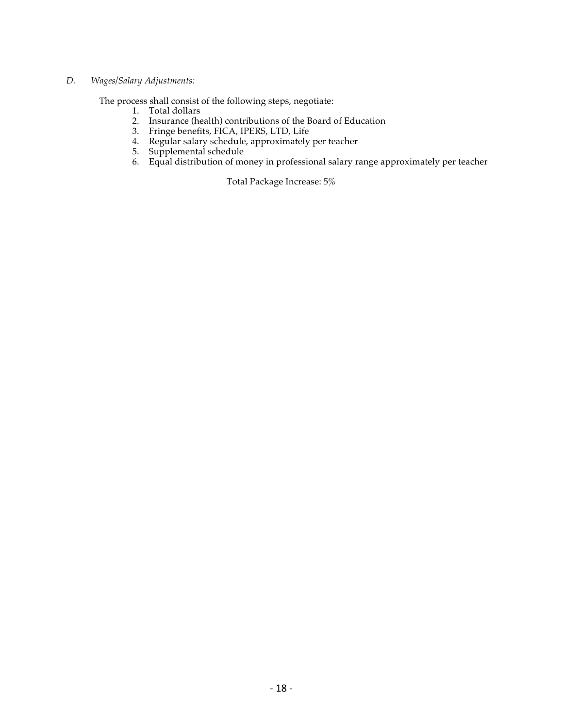*D. Wages/Salary Adjustments:*

The process shall consist of the following steps, negotiate:

1. Total dollars
2. Insurance (health) contributions of the Board of Education
3. Fringe benefits, FICA, IPERS, LTD, Life
4. Regular salary schedule, approximately per teacher
5. Supplemental schedule
6. Equal distribution of money in professional salary range approximately per teacher

Total Package Increase: 5%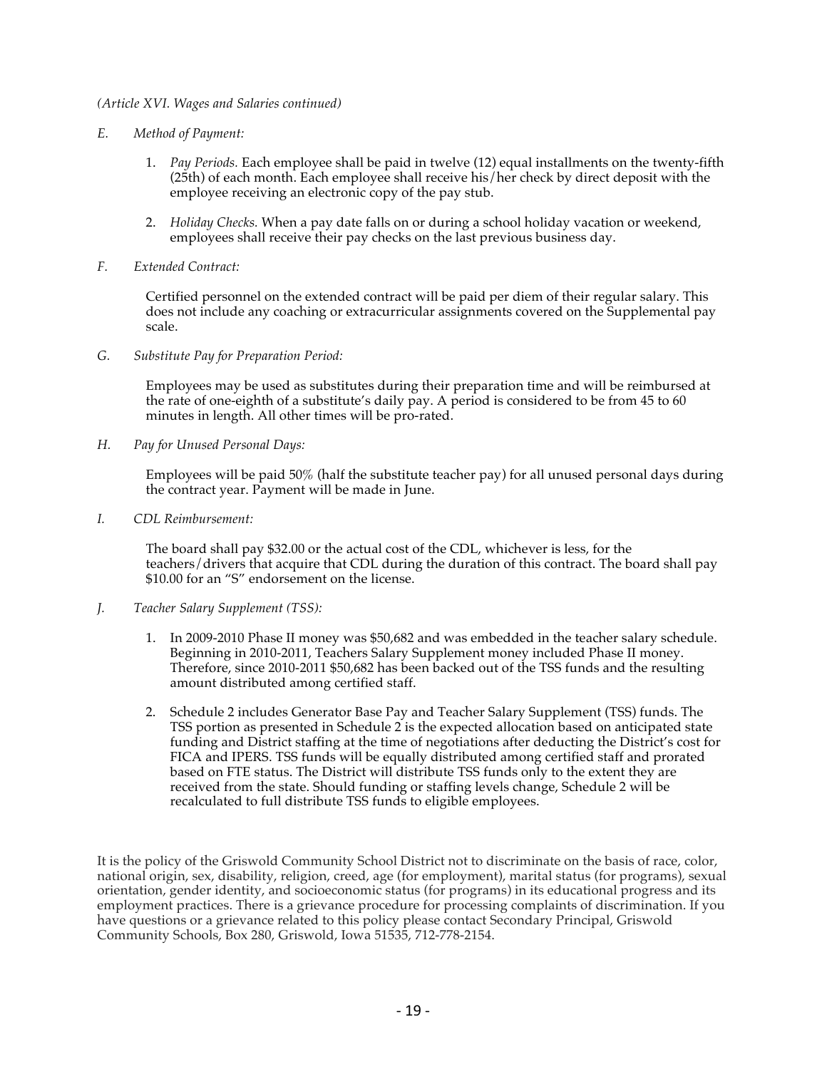*(Article XVI. Wages and Salaries continued)*

*E. Method of Payment:*

1. *Pay Periods.* Each employee shall be paid in twelve (12) equal installments on the twenty-fifth (25th) of each month. Each employee shall receive his/her check by direct deposit with the employee receiving an electronic copy of the pay stub.

2. *Holiday Checks.* When a pay date falls on or during a school holiday vacation or weekend, employees shall receive their pay checks on the last previous business day.

*F. Extended Contract:*

Certified personnel on the extended contract will be paid per diem of their regular salary. This does not include any coaching or extracurricular assignments covered on the Supplemental pay scale.

*G. Substitute Pay for Preparation Period:*

Employees may be used as substitutes during their preparation time and will be reimbursed at the rate of one-eighth of a substitute's daily pay. A period is considered to be from 45 to 60 minutes in length. All other times will be pro-rated.

*H. Pay for Unused Personal Days:*

Employees will be paid 50% (half the substitute teacher pay) for all unused personal days during the contract year. Payment will be made in June.

*I. CDL Reimbursement:*

The board shall pay $32.00 or the actual cost of the CDL, whichever is less, for the teachers/drivers that acquire that CDL during the duration of this contract. The board shall pay $10.00 for an "S" endorsement on the license.

*J. Teacher Salary Supplement (TSS):*

1. In 2009-2010 Phase II money was $50,682 and was embedded in the teacher salary schedule. Beginning in 2010-2011, Teachers Salary Supplement money included Phase II money. Therefore, since 2010-2011 $50,682 has been backed out of the TSS funds and the resulting amount distributed among certified staff.

2. Schedule 2 includes Generator Base Pay and Teacher Salary Supplement (TSS) funds. The TSS portion as presented in Schedule 2 is the expected allocation based on anticipated state funding and District staffing at the time of negotiations after deducting the District's cost for FICA and IPERS. TSS funds will be equally distributed among certified staff and prorated based on FTE status. The District will distribute TSS funds only to the extent they are received from the state. Should funding or staffing levels change, Schedule 2 will be recalculated to full distribute TSS funds to eligible employees.

It is the policy of the Griswold Community School District not to discriminate on the basis of race, color, national origin, sex, disability, religion, creed, age (for employment), marital status (for programs), sexual orientation, gender identity, and socioeconomic status (for programs) in its educational progress and its employment practices. There is a grievance procedure for processing complaints of discrimination. If you have questions or a grievance related to this policy please contact Secondary Principal, Griswold Community Schools, Box 280, Griswold, Iowa 51535, 712-778-2154.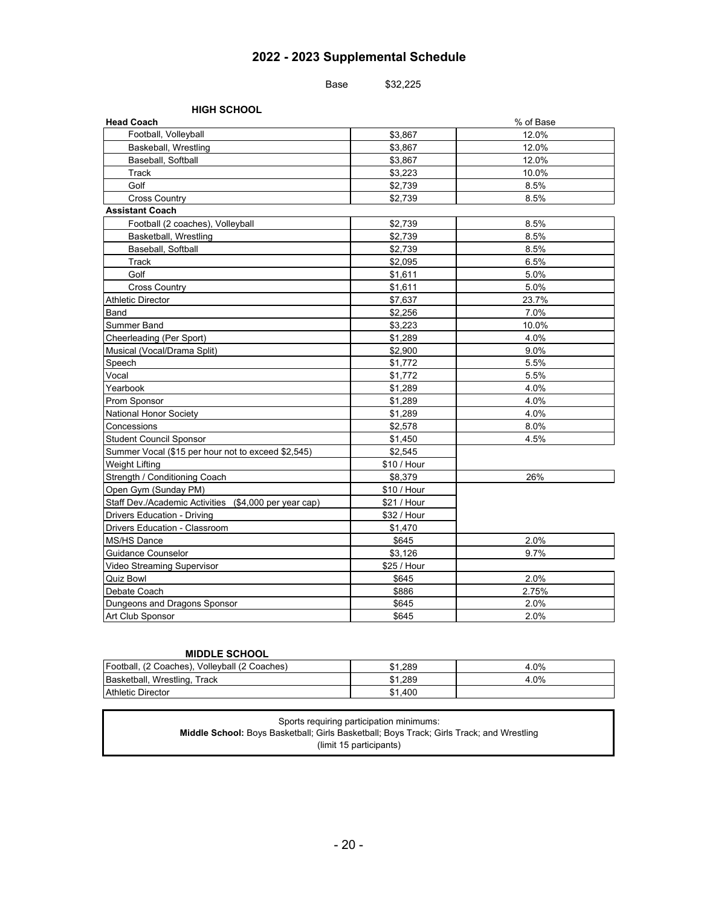# 2022 - 2023 Supplemental Schedule

Base $32,225

## HIGH SCHOOL

| Head Coach | | % of Base |
|---|---|---|
| Football, Volleyball | $3,867 | 12.0% |
| Baskeball, Wrestling | $3,867 | 12.0% |
| Baseball, Softball | $3,867 | 12.0% |
| Track | $3,223 | 10.0% |
| Golf | $2,739 | 8.5% |
| Cross Country | $2,739 | 8.5% |
| **Assistant Coach** | | |
| Football (2 coaches), Volleyball | $2,739 | 8.5% |
| Basketball, Wrestling | $2,739 | 8.5% |
| Baseball, Softball | $2,739 | 8.5% |
| Track | $2,095 | 6.5% |
| Golf | $1,611 | 5.0% |
| Cross Country | $1,611 | 5.0% |
| Athletic Director | $7,637 | 23.7% |
| Band | $2,256 | 7.0% |
| Summer Band | $3,223 | 10.0% |
| Cheerleading (Per Sport) | $1,289 | 4.0% |
| Musical (Vocal/Drama Split) | $2,900 | 9.0% |
| Speech | $1,772 | 5.5% |
| Vocal | $1,772 | 5.5% |
| Yearbook | $1,289 | 4.0% |
| Prom Sponsor | $1,289 | 4.0% |
| National Honor Society | $1,289 | 4.0% |
| Concessions | $2,578 | 8.0% |
| Student Council Sponsor | $1,450 | 4.5% |
| Summer Vocal ($15 per hour not to exceed $2,545) | $2,545 | |
| Weight Lifting | $10 / Hour | |
| Strength / Conditioning Coach | $8,379 | 26% |
| Open Gym (Sunday PM) | $10 / Hour | |
| Staff Dev./Academic Activities ($4,000 per year cap) | $21 / Hour | |
| Drivers Education - Driving | $32 / Hour | |
| Drivers Education - Classroom | $1,470 | |
| MS/HS Dance | $645 | 2.0% |
| Guidance Counselor | $3,126 | 9.7% |
| Video Streaming Supervisor | $25 / Hour | |
| Quiz Bowl | $645 | 2.0% |
| Debate Coach | $886 | 2.75% |
| Dungeons and Dragons Sponsor | $645 | 2.0% |
| Art Club Sponsor | $645 | 2.0% |

## MIDDLE SCHOOL

| | | |
|---|---|---|
| Football, (2 Coaches), Volleyball (2 Coaches) | $1,289 | 4.0% |
| Basketball, Wrestling, Track | $1,289 | 4.0% |
| Athletic Director | $1,400 | |

Sports requiring participation minimums:
**Middle School:** Boys Basketball; Girls Basketball; Boys Track; Girls Track; and Wrestling
(limit 15 participants)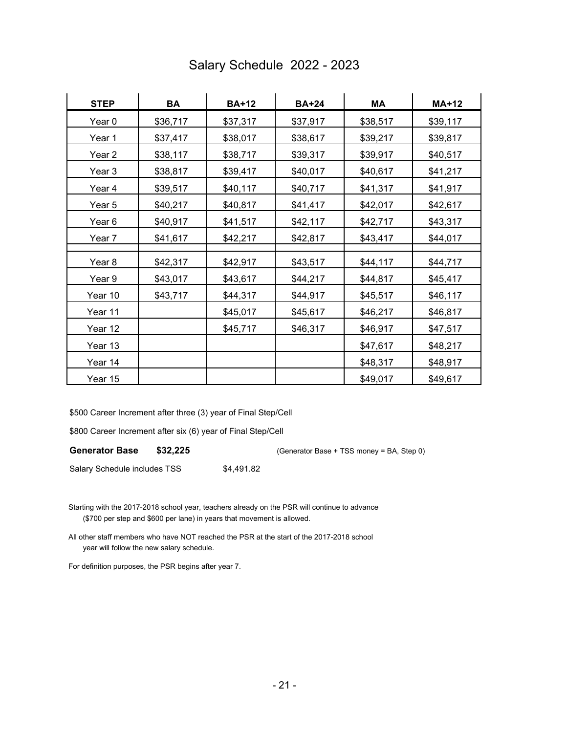# Salary Schedule 2022 - 2023

| STEP | BA | BA+12 | BA+24 | MA | MA+12 |
|---|---|---|---|---|---|
| Year 0 | $36,717 | $37,317 | $37,917 | $38,517 | $39,117 |
| Year 1 | $37,417 | $38,017 | $38,617 | $39,217 | $39,817 |
| Year 2 | $38,117 | $38,717 | $39,317 | $39,917 | $40,517 |
| Year 3 | $38,817 | $39,417 | $40,017 | $40,617 | $41,217 |
| Year 4 | $39,517 | $40,117 | $40,717 | $41,317 | $41,917 |
| Year 5 | $40,217 | $40,817 | $41,417 | $42,017 | $42,617 |
| Year 6 | $40,917 | $41,517 | $42,117 | $42,717 | $43,317 |
| Year 7 | $41,617 | $42,217 | $42,817 | $43,417 | $44,017 |
| Year 8 | $42,317 | $42,917 | $43,517 | $44,117 | $44,717 |
| Year 9 | $43,017 | $43,617 | $44,217 | $44,817 | $45,417 |
| Year 10 | $43,717 | $44,317 | $44,917 | $45,517 | $46,117 |
| Year 11 | | $45,017 | $45,617 | $46,217 | $46,817 |
| Year 12 | | $45,717 | $46,317 | $46,917 | $47,517 |
| Year 13 | | | | $47,617 | $48,217 |
| Year 14 | | | | $48,317 | $48,917 |
| Year 15 | | | | $49,017 | $49,617 |

$500 Career Increment after three (3) year of Final Step/Cell

$800 Career Increment after six (6) year of Final Step/Cell

**Generator Base** **$32,225** (Generator Base + TSS money = BA, Step 0)

Salary Schedule includes TSS $4,491.82

Starting with the 2017-2018 school year, teachers already on the PSR will continue to advance ($700 per step and $600 per lane) in years that movement is allowed.

All other staff members who have NOT reached the PSR at the start of the 2017-2018 school year will follow the new salary schedule.

For definition purposes, the PSR begins after year 7.